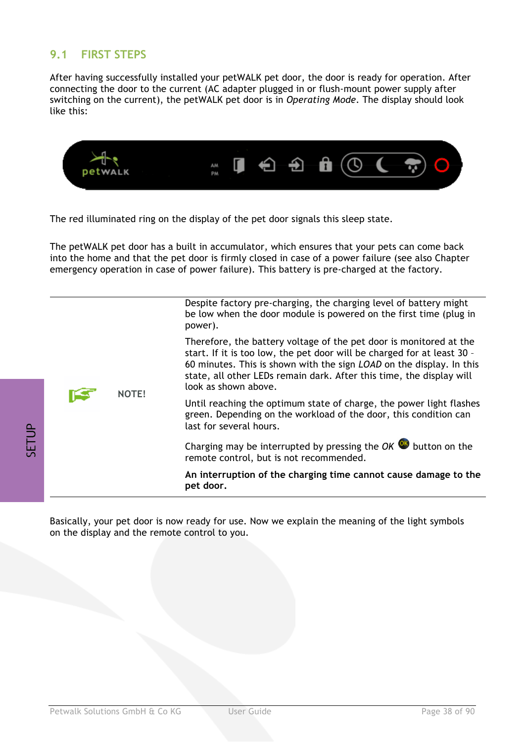## 9.1 FIRST STEPS

After having successfully installed your petWALK pet door, the door is ready for operation. After connecting the door to the current (AC adapter plugged in or flush-mount power supply after switching on the current), the petWALK pet door is in *Operating Mode*. The display should look like this:

The red illuminated ring on the display of the pet door signals this sleep state.

The petWALK pet door has a built in accumulator, which ensures that your pets can come back into the home and that the pet door is firmly closed in case of a power failure (see also Chapter emergency operation in case of power failure). This battery is pre-charged at the factory.

| NOTE! | |
|---|---|
| NOTE! | Despite factory pre-charging, the charging level of battery might be low when the door module is powered on the first time (plug in power).<br><br>Therefore, the battery voltage of the pet door is monitored at the start. If it is too low, the pet door will be charged for at least 30 – 60 minutes. This is shown with the sign *LOAD* on the display. In this state, all other LEDs remain dark. After this time, the display will look as shown above.<br><br>Until reaching the optimum state of charge, the power light flashes green. Depending on the workload of the door, this condition can last for several hours.<br><br>Charging may be interrupted by pressing the *OK* button on the remote control, but is not recommended.<br><br>**An interruption of the charging time cannot cause damage to the pet door.** |

Basically, your pet door is now ready for use. Now we explain the meaning of the light symbols on the display and the remote control to you.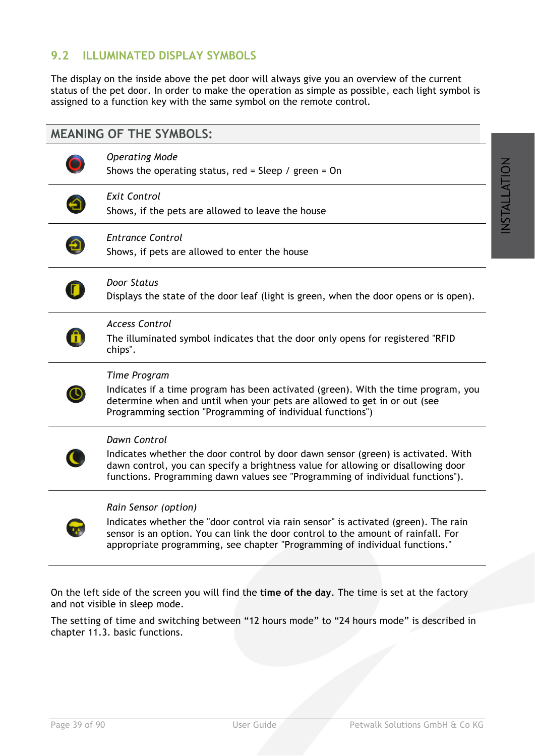## 9.2 ILLUMINATED DISPLAY SYMBOLS

The display on the inside above the pet door will always give you an overview of the current status of the pet door. In order to make the operation as simple as possible, each light symbol is assigned to a function key with the same symbol on the remote control.

### MEANING OF THE SYMBOLS:

| Symbol | Meaning |
| --- | --- |
| | *Operating Mode*<br>Shows the operating status, red = Sleep / green = On |
| | *Exit Control*<br>Shows, if the pets are allowed to leave the house |
| | *Entrance Control*<br>Shows, if pets are allowed to enter the house |
| | *Door Status*<br>Displays the state of the door leaf (light is green, when the door opens or is open). |
| | *Access Control*<br>The illuminated symbol indicates that the door only opens for registered "RFID chips". |
| | *Time Program*<br>Indicates if a time program has been activated (green). With the time program, you determine when and until when your pets are allowed to get in or out (see Programming section "Programming of individual functions") |
| | *Dawn Control*<br>Indicates whether the door control by door dawn sensor (green) is activated. With dawn control, you can specify a brightness value for allowing or disallowing door functions. Programming dawn values see "Programming of individual functions"). |
| | *Rain Sensor (option)*<br>Indicates whether the "door control via rain sensor" is activated (green). The rain sensor is an option. You can link the door control to the amount of rainfall. For appropriate programming, see chapter "Programming of individual functions." |

On the left side of the screen you will find the **time of the day**. The time is set at the factory and not visible in sleep mode.

The setting of time and switching between “12 hours mode” to “24 hours mode” is described in chapter 11.3. basic functions.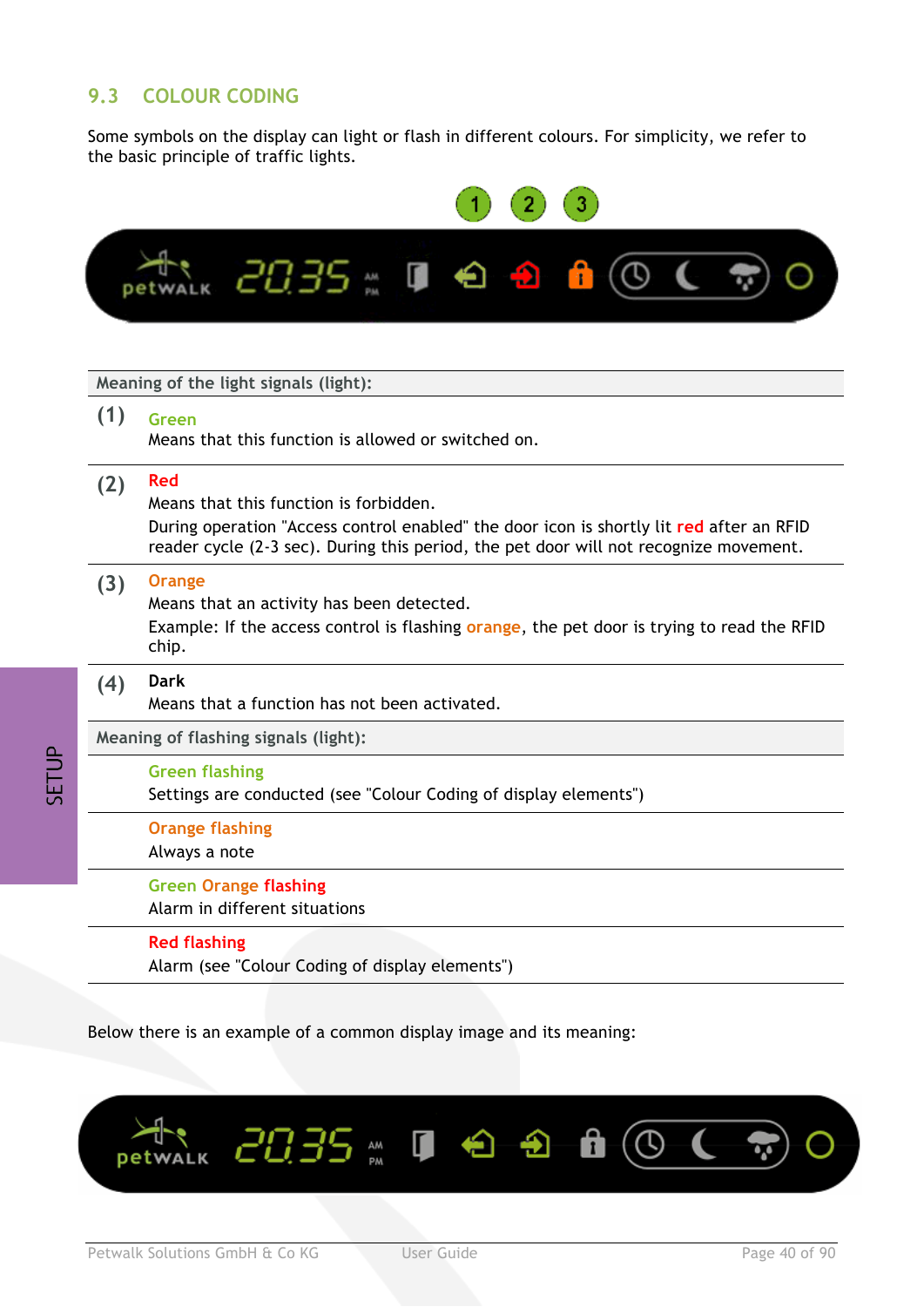## 9.3 COLOUR CODING

Some symbols on the display can light or flash in different colours. For simplicity, we refer to the basic principle of traffic lights.

| Meaning of the light signals (light): | |
|---|---|
| (1) | **Green**<br>Means that this function is allowed or switched on. |
| (2) | **Red**<br>Means that this function is forbidden.<br>During operation "Access control enabled" the door icon is shortly lit **red** after an RFID reader cycle (2-3 sec). During this period, the pet door will not recognize movement. |
| (3) | **Orange**<br>Means that an activity has been detected.<br>Example: If the access control is flashing **orange**, the pet door is trying to read the RFID chip. |
| (4) | **Dark**<br>Means that a function has not been activated. |
| **Meaning of flashing signals (light):** | |
| | **Green flashing**<br>Settings are conducted (see "Colour Coding of display elements") |
| | **Orange flashing**<br>Always a note |
| | **Green Orange flashing**<br>Alarm in different situations |
| | **Red flashing**<br>Alarm (see "Colour Coding of display elements") |

Below there is an example of a common display image and its meaning: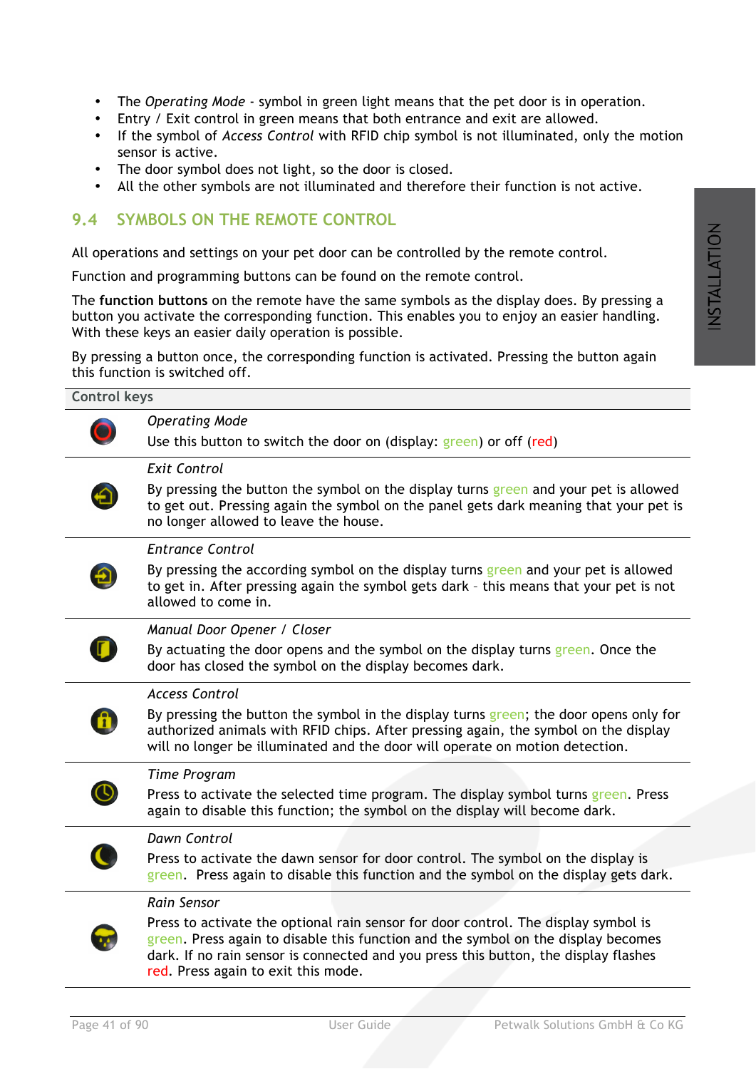- The *Operating Mode* - symbol in green light means that the pet door is in operation.
- Entry / Exit control in green means that both entrance and exit are allowed.
- If the symbol of *Access Control* with RFID chip symbol is not illuminated, only the motion sensor is active.
- The door symbol does not light, so the door is closed.
- All the other symbols are not illuminated and therefore their function is not active.

## 9.4 SYMBOLS ON THE REMOTE CONTROL

All operations and settings on your pet door can be controlled by the remote control.

Function and programming buttons can be found on the remote control.

The **function buttons** on the remote have the same symbols as the display does. By pressing a button you activate the corresponding function. This enables you to enjoy an easier handling. With these keys an easier daily operation is possible.

By pressing a button once, the corresponding function is activated. Pressing the button again this function is switched off.

| Control keys | |
|---|---|
| | *Operating Mode*<br>Use this button to switch the door on (display: green) or off (red) |
| | *Exit Control*<br>By pressing the button the symbol on the display turns green and your pet is allowed to get out. Pressing again the symbol on the panel gets dark meaning that your pet is no longer allowed to leave the house. |
| | *Entrance Control*<br>By pressing the according symbol on the display turns green and your pet is allowed to get in. After pressing again the symbol gets dark – this means that your pet is not allowed to come in. |
| | *Manual Door Opener / Closer*<br>By actuating the door opens and the symbol on the display turns green. Once the door has closed the symbol on the display becomes dark. |
| | *Access Control*<br>By pressing the button the symbol in the display turns green; the door opens only for authorized animals with RFID chips. After pressing again, the symbol on the display will no longer be illuminated and the door will operate on motion detection. |
| | *Time Program*<br>Press to activate the selected time program. The display symbol turns green. Press again to disable this function; the symbol on the display will become dark. |
| | *Dawn Control*<br>Press to activate the dawn sensor for door control. The symbol on the display is green. Press again to disable this function and the symbol on the display gets dark. |
| | *Rain Sensor*<br>Press to activate the optional rain sensor for door control. The display symbol is green. Press again to disable this function and the symbol on the display becomes dark. If no rain sensor is connected and you press this button, the display flashes red. Press again to exit this mode. |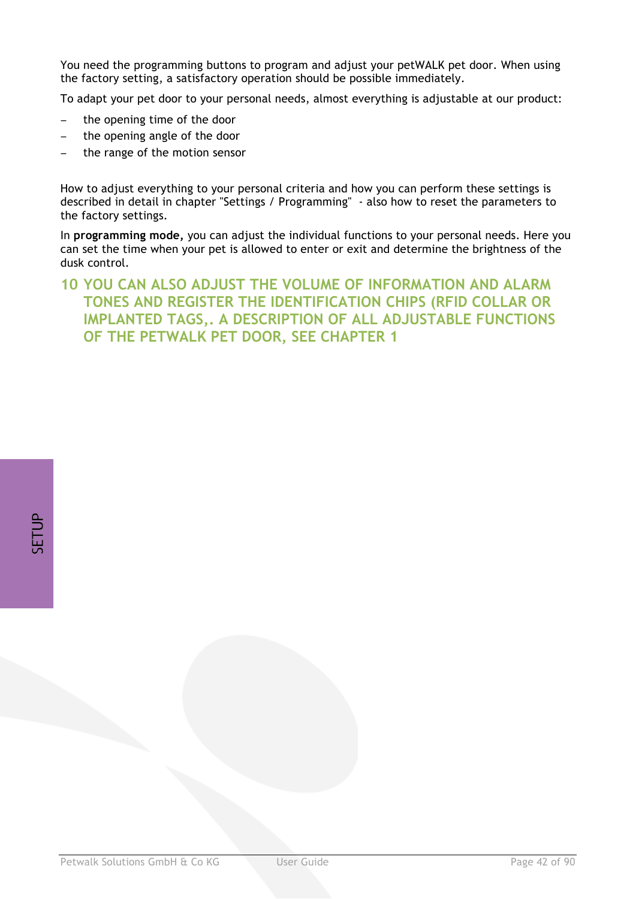You need the programming buttons to program and adjust your petWALK pet door. When using the factory setting, a satisfactory operation should be possible immediately.

To adapt your pet door to your personal needs, almost everything is adjustable at our product:

- the opening time of the door
- the opening angle of the door
- the range of the motion sensor

How to adjust everything to your personal criteria and how you can perform these settings is described in detail in chapter "Settings / Programming" - also how to reset the parameters to the factory settings.

In **programming mode,** you can adjust the individual functions to your personal needs. Here you can set the time when your pet is allowed to enter or exit and determine the brightness of the dusk control.

# 10 YOU CAN ALSO ADJUST THE VOLUME OF INFORMATION AND ALARM TONES AND REGISTER THE IDENTIFICATION CHIPS (RFID COLLAR OR IMPLANTED TAGS,. A DESCRIPTION OF ALL ADJUSTABLE FUNCTIONS OF THE PETWALK PET DOOR, SEE CHAPTER 1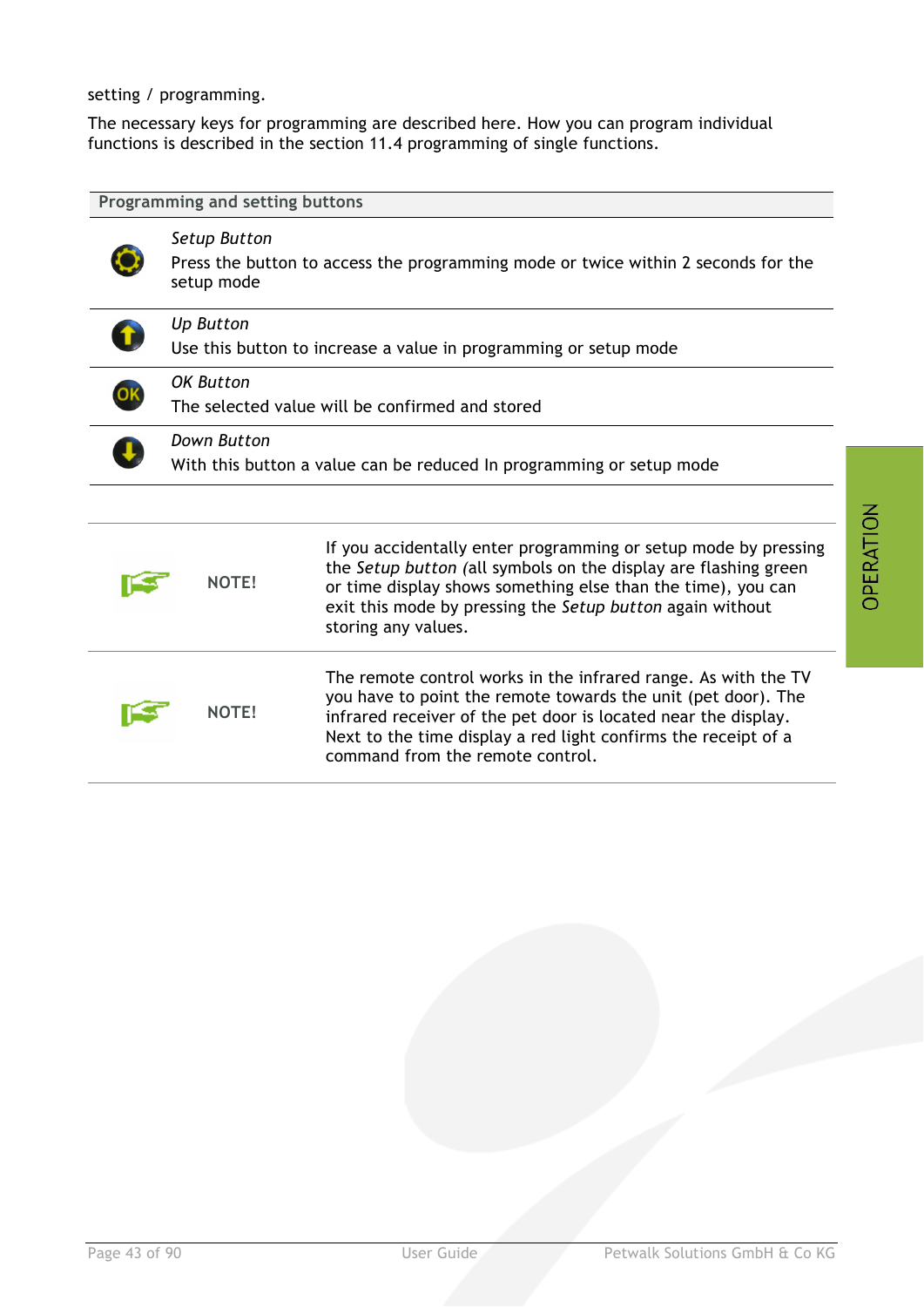setting / programming.

The necessary keys for programming are described here. How you can program individual functions is described in the section 11.4 programming of single functions.

| Programming and setting buttons | |
|---|---|
| | *Setup Button*<br>Press the button to access the programming mode or twice within 2 seconds for the setup mode |
| | *Up Button*<br>Use this button to increase a value in programming or setup mode |
| | *OK Button*<br>The selected value will be confirmed and stored |
| | *Down Button*<br>With this button a value can be reduced In programming or setup mode |

| | |
|---|---|
| NOTE! | If you accidentally enter programming or setup mode by pressing the *Setup button* (all symbols on the display are flashing green or time display shows something else than the time), you can exit this mode by pressing the *Setup button* again without storing any values. |
| NOTE! | The remote control works in the infrared range. As with the TV you have to point the remote towards the unit (pet door). The infrared receiver of the pet door is located near the display. Next to the time display a red light confirms the receipt of a command from the remote control. |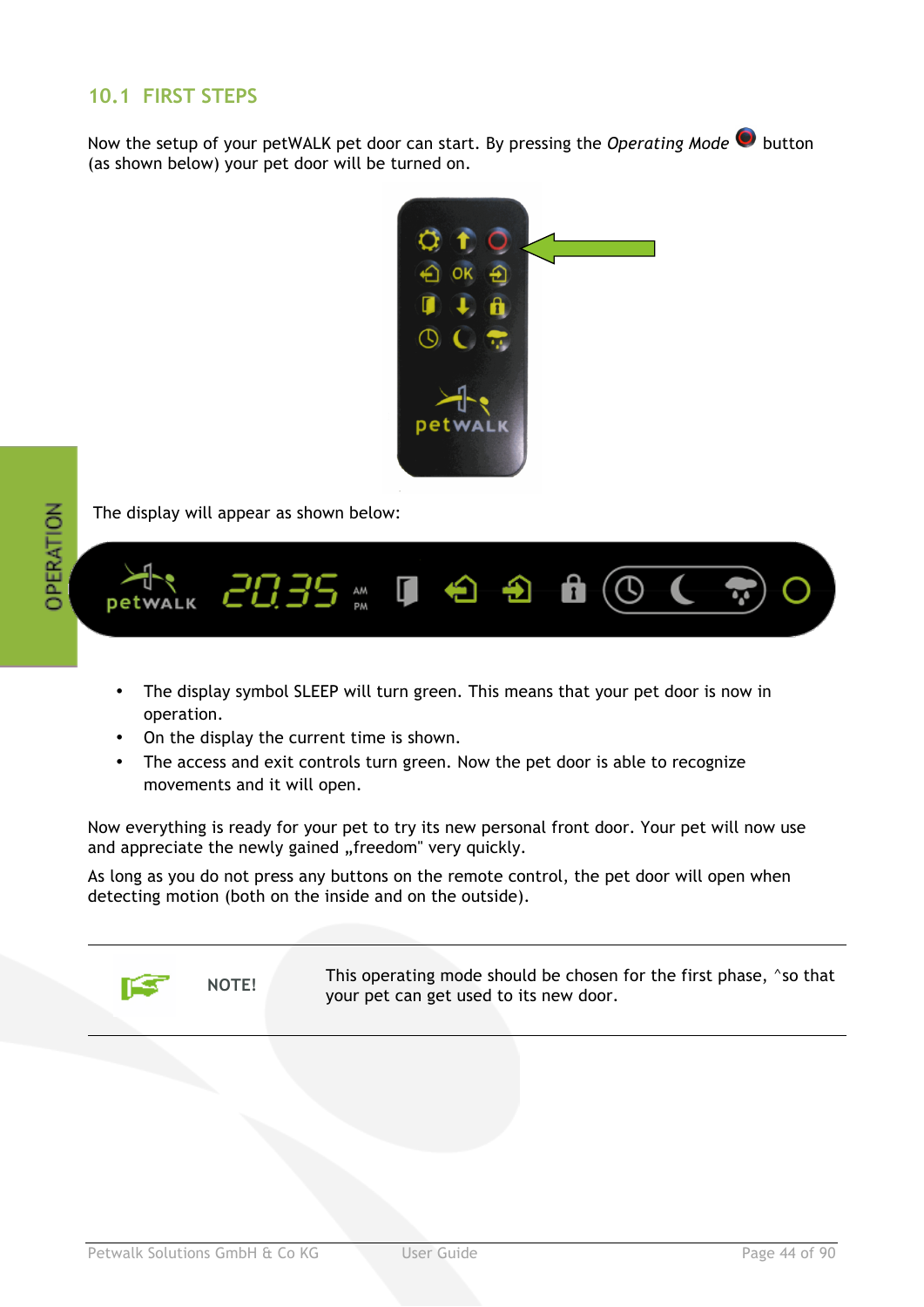## 10.1 FIRST STEPS

Now the setup of your petWALK pet door can start. By pressing the *Operating Mode* button (as shown below) your pet door will be turned on.

The display will appear as shown below:

- The display symbol SLEEP will turn green. This means that your pet door is now in operation.
- On the display the current time is shown.
- The access and exit controls turn green. Now the pet door is able to recognize movements and it will open.

Now everything is ready for your pet to try its new personal front door. Your pet will now use and appreciate the newly gained „freedom" very quickly.

As long as you do not press any buttons on the remote control, the pet door will open when detecting motion (both on the inside and on the outside).

**NOTE!** This operating mode should be chosen for the first phase, ^so that your pet can get used to its new door.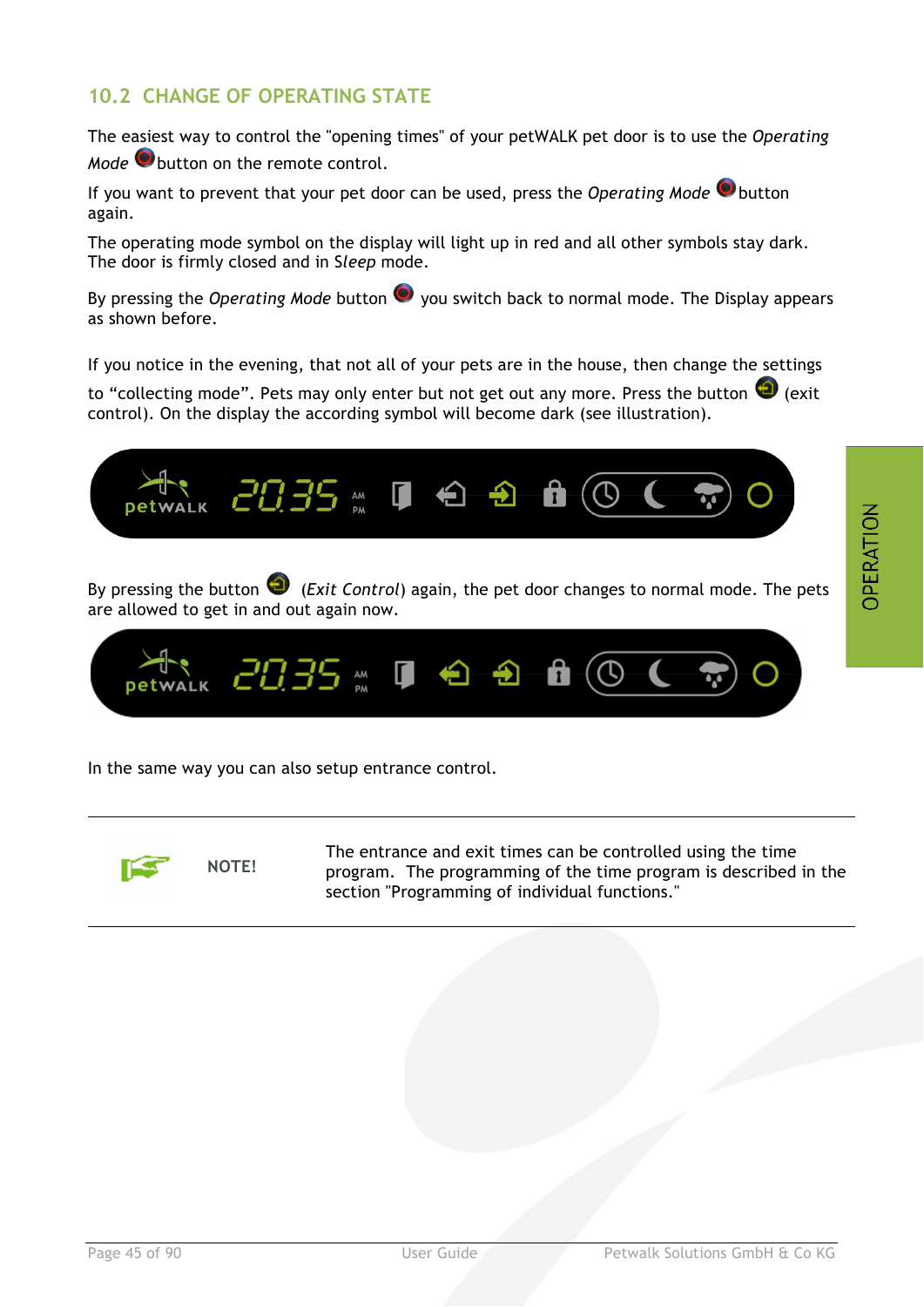## 10.2 CHANGE OF OPERATING STATE

The easiest way to control the "opening times" of your petWALK pet door is to use the *Operating Mode* button on the remote control.

If you want to prevent that your pet door can be used, press the *Operating Mode* button again.

The operating mode symbol on the display will light up in red and all other symbols stay dark. The door is firmly closed and in *Sleep* mode.

By pressing the *Operating Mode* button you switch back to normal mode. The Display appears as shown before.

If you notice in the evening, that not all of your pets are in the house, then change the settings to "collecting mode". Pets may only enter but not get out any more. Press the button (exit control). On the display the according symbol will become dark (see illustration).

By pressing the button (*Exit Control*) again, the pet door changes to normal mode. The pets are allowed to get in and out again now.

In the same way you can also setup entrance control.

---

**NOTE!** The entrance and exit times can be controlled using the time program. The programming of the time program is described in the section "Programming of individual functions."

---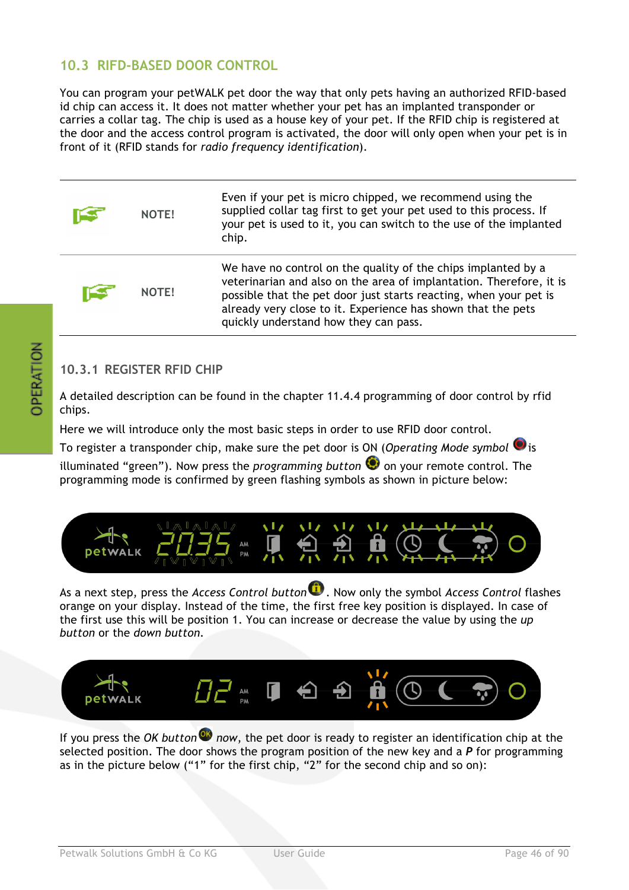## 10.3 RIFD-BASED DOOR CONTROL

You can program your petWALK pet door the way that only pets having an authorized RFID-based id chip can access it. It does not matter whether your pet has an implanted transponder or carries a collar tag. The chip is used as a house key of your pet. If the RFID chip is registered at the door and the access control program is activated, the door will only open when your pet is in front of it (RFID stands for *radio frequency identification*).

| | | |
|---|---|---|
| | NOTE! | Even if your pet is micro chipped, we recommend using the supplied collar tag first to get your pet used to this process. If your pet is used to it, you can switch to the use of the implanted chip. |
| | NOTE! | We have no control on the quality of the chips implanted by a veterinarian and also on the area of implantation. Therefore, it is possible that the pet door just starts reacting, when your pet is already very close to it. Experience has shown that the pets quickly understand how they can pass. |

### 10.3.1 REGISTER RFID CHIP

A detailed description can be found in the chapter 11.4.4 programming of door control by rfid chips.

Here we will introduce only the most basic steps in order to use RFID door control.

To register a transponder chip, make sure the pet door is ON (*Operating Mode symbol* is illuminated “green”). Now press the *programming button* on your remote control. The programming mode is confirmed by green flashing symbols as shown in picture below:

As a next step, press the *Access Control button*. Now only the symbol *Access Control* flashes orange on your display. Instead of the time, the first free key position is displayed. In case of the first use this will be position 1. You can increase or decrease the value by using the *up button* or the *down button*.

If you press the *OK button* *now*, the pet door is ready to register an identification chip at the selected position. The door shows the program position of the new key and a ***P*** for programming as in the picture below (“1” for the first chip, “2” for the second chip and so on):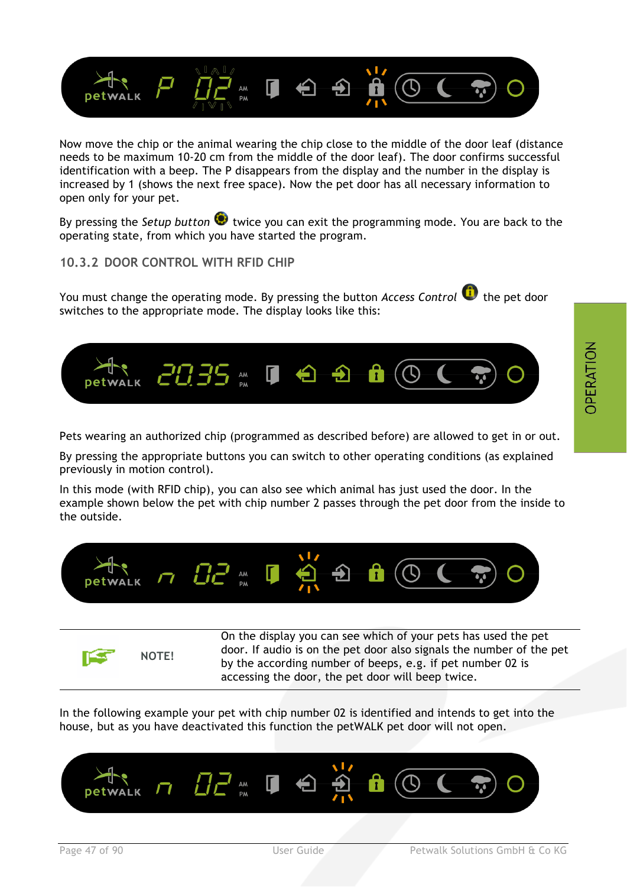Now move the chip or the animal wearing the chip close to the middle of the door leaf (distance needs to be maximum 10-20 cm from the middle of the door leaf). The door confirms successful identification with a beep. The P disappears from the display and the number in the display is increased by 1 (shows the next free space). Now the pet door has all necessary information to open only for your pet.

By pressing the *Setup button* twice you can exit the programming mode. You are back to the operating state, from which you have started the program.

### 10.3.2 DOOR CONTROL WITH RFID CHIP

You must change the operating mode. By pressing the button *Access Control* the pet door switches to the appropriate mode. The display looks like this:

Pets wearing an authorized chip (programmed as described before) are allowed to get in or out.

By pressing the appropriate buttons you can switch to other operating conditions (as explained previously in motion control).

In this mode (with RFID chip), you can also see which animal has just used the door. In the example shown below the pet with chip number 2 passes through the pet door from the inside to the outside.

| | NOTE! | On the display you can see which of your pets has used the pet door. If audio is on the pet door also signals the number of the pet by the according number of beeps, e.g. if pet number 02 is accessing the door, the pet door will beep twice. |
|---|---|---|

In the following example your pet with chip number 02 is identified and intends to get into the house, but as you have deactivated this function the petWALK pet door will not open.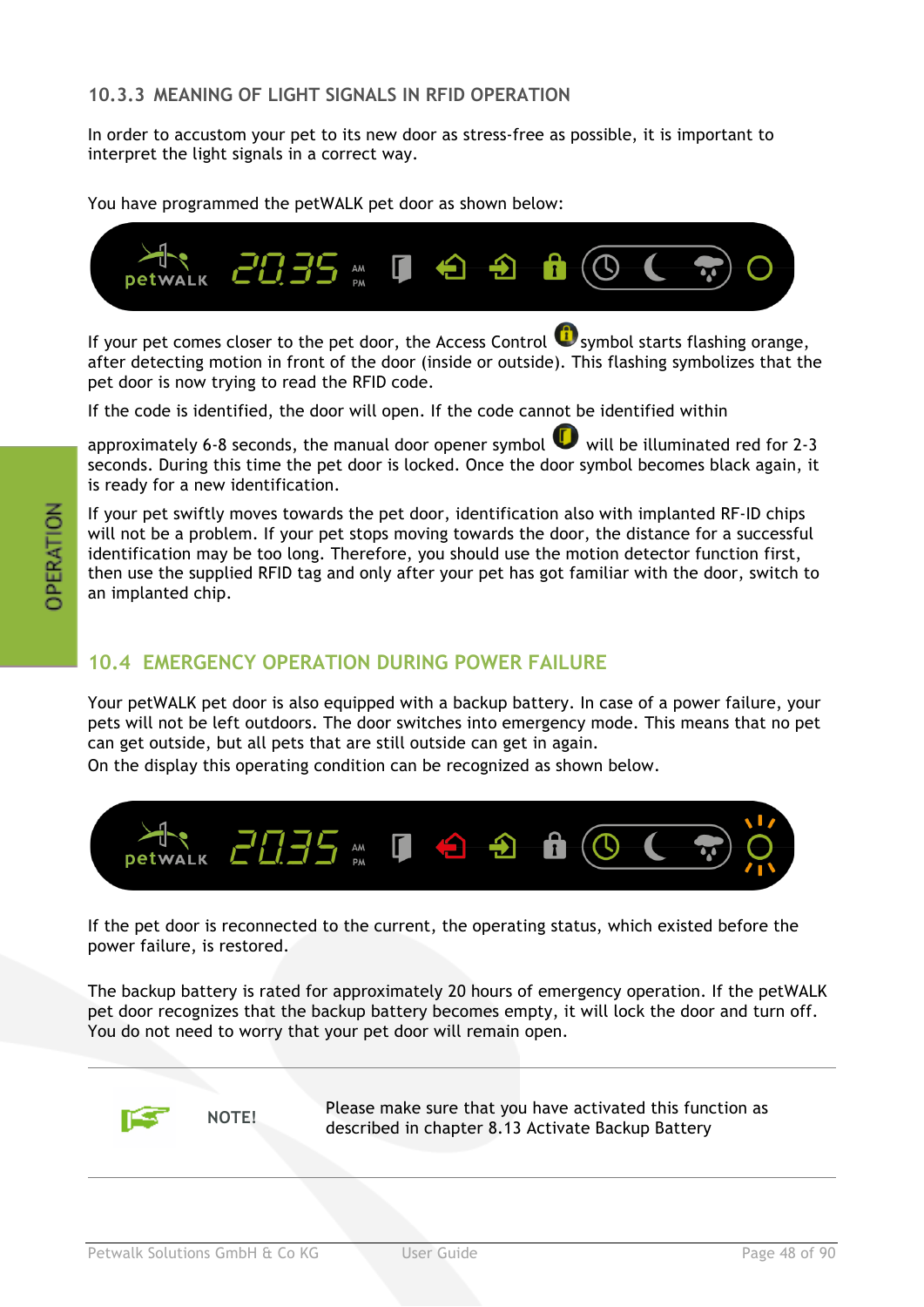### 10.3.3 MEANING OF LIGHT SIGNALS IN RFID OPERATION

In order to accustom your pet to its new door as stress-free as possible, it is important to interpret the light signals in a correct way.

You have programmed the petWALK pet door as shown below:

If your pet comes closer to the pet door, the Access Control symbol starts flashing orange, after detecting motion in front of the door (inside or outside). This flashing symbolizes that the pet door is now trying to read the RFID code.

If the code is identified, the door will open. If the code cannot be identified within approximately 6-8 seconds, the manual door opener symbol will be illuminated red for 2-3 seconds. During this time the pet door is locked. Once the door symbol becomes black again, it is ready for a new identification.

If your pet swiftly moves towards the pet door, identification also with implanted RF-ID chips will not be a problem. If your pet stops moving towards the door, the distance for a successful identification may be too long. Therefore, you should use the motion detector function first, then use the supplied RFID tag and only after your pet has got familiar with the door, switch to an implanted chip.

## 10.4 EMERGENCY OPERATION DURING POWER FAILURE

Your petWALK pet door is also equipped with a backup battery. In case of a power failure, your pets will not be left outdoors. The door switches into emergency mode. This means that no pet can get outside, but all pets that are still outside can get in again.
On the display this operating condition can be recognized as shown below.

If the pet door is reconnected to the current, the operating status, which existed before the power failure, is restored.

The backup battery is rated for approximately 20 hours of emergency operation. If the petWALK pet door recognizes that the backup battery becomes empty, it will lock the door and turn off. You do not need to worry that your pet door will remain open.

**NOTE!** Please make sure that you have activated this function as described in chapter 8.13 Activate Backup Battery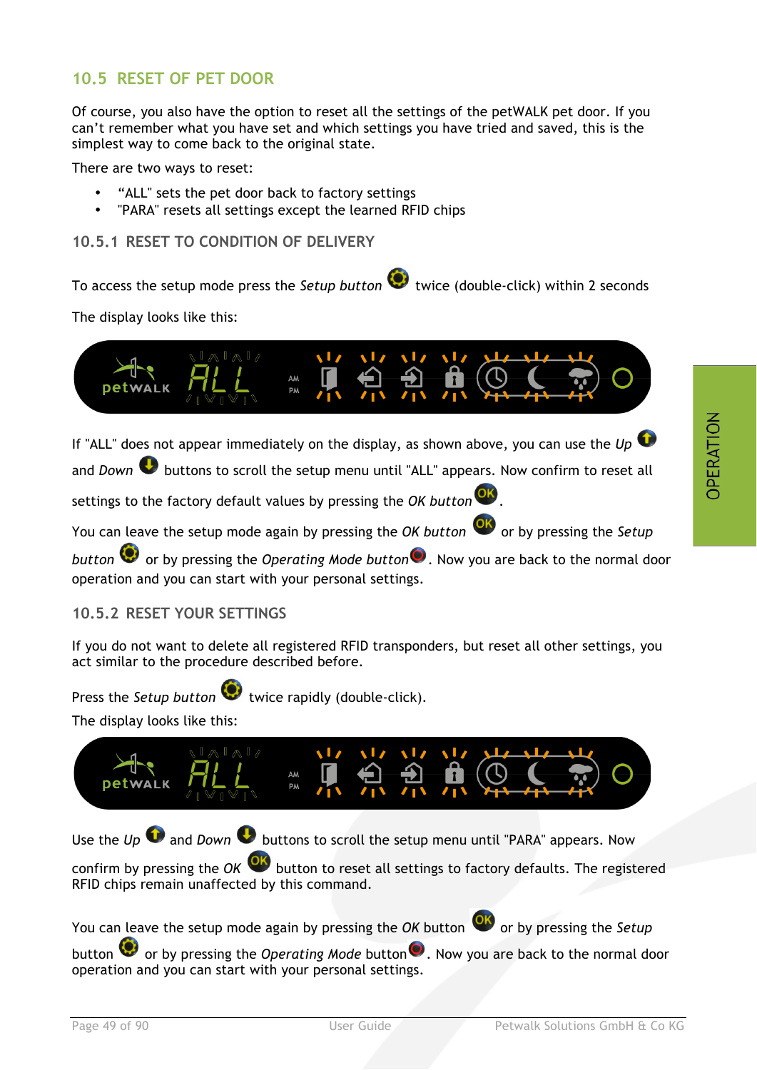## 10.5 RESET OF PET DOOR

Of course, you also have the option to reset all the settings of the petWALK pet door. If you can't remember what you have set and which settings you have tried and saved, this is the simplest way to come back to the original state.

There are two ways to reset:

- "ALL" sets the pet door back to factory settings
- "PARA" resets all settings except the learned RFID chips

### 10.5.1 RESET TO CONDITION OF DELIVERY

To access the setup mode press the *Setup button* twice (double-click) within 2 seconds

The display looks like this:

If "ALL" does not appear immediately on the display, as shown above, you can use the *Up* and *Down* buttons to scroll the setup menu until "ALL" appears. Now confirm to reset all settings to the factory default values by pressing the *OK button* .

You can leave the setup mode again by pressing the *OK button* or by pressing the *Setup button* or by pressing the *Operating Mode button* . Now you are back to the normal door operation and you can start with your personal settings.

### 10.5.2 RESET YOUR SETTINGS

If you do not want to delete all registered RFID transponders, but reset all other settings, you act similar to the procedure described before.

Press the *Setup button* twice rapidly (double-click).

The display looks like this:

Use the *Up* and *Down* buttons to scroll the setup menu until "PARA" appears. Now confirm by pressing the *OK* button to reset all settings to factory defaults. The registered RFID chips remain unaffected by this command.

You can leave the setup mode again by pressing the *OK* button or by pressing the *Setup* button or by pressing the *Operating Mode* button . Now you are back to the normal door operation and you can start with your personal settings.